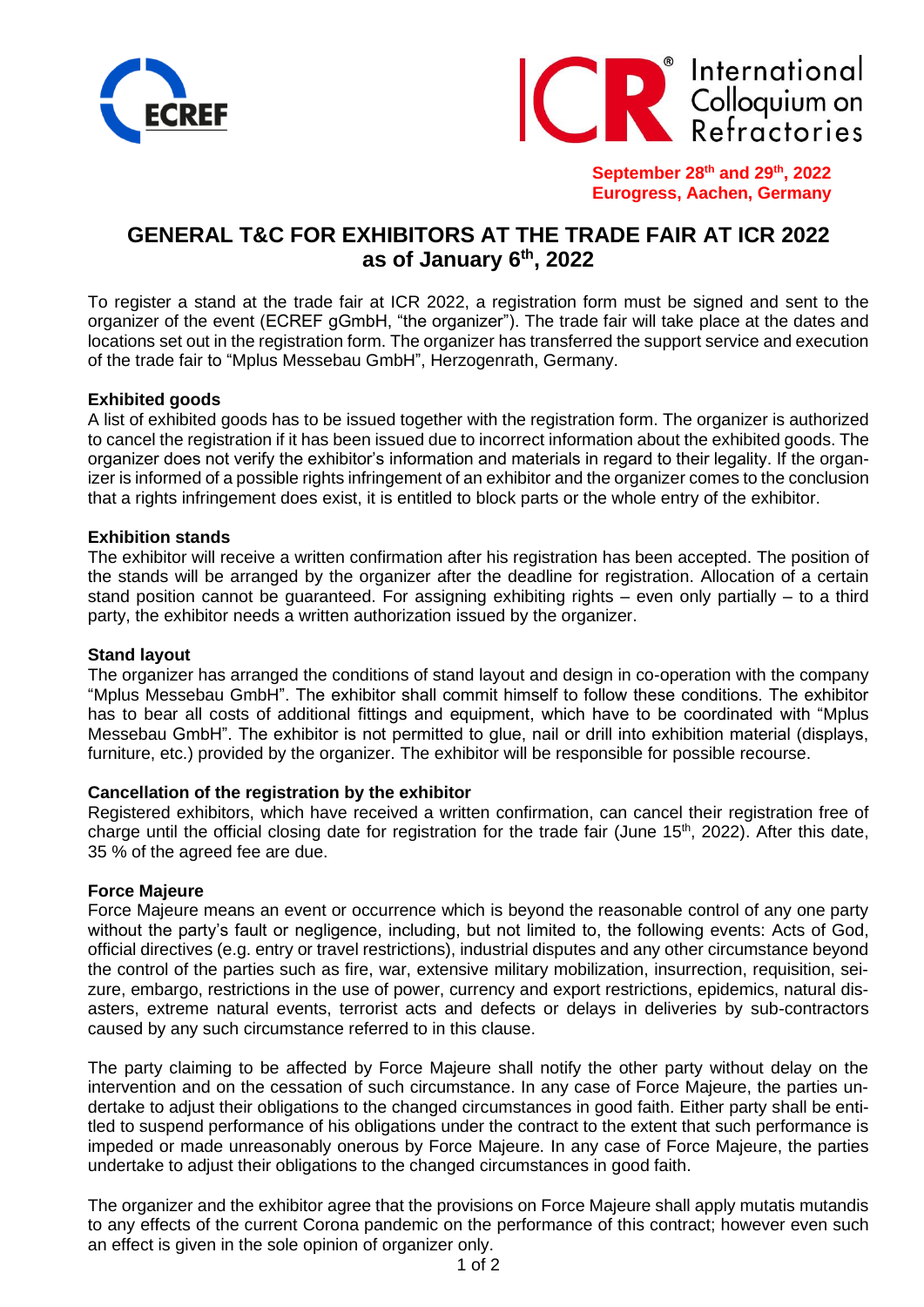ECREF

ICR® International Colloquium on Refractories

**September 28th and 29th, 2022**
**Eurogress, Aachen, Germany**

# GENERAL T&C FOR EXHIBITORS AT THE TRADE FAIR AT ICR 2022 as of January 6th, 2022

To register a stand at the trade fair at ICR 2022, a registration form must be signed and sent to the organizer of the event (ECREF gGmbH, "the organizer"). The trade fair will take place at the dates and locations set out in the registration form. The organizer has transferred the support service and execution of the trade fair to "Mplus Messebau GmbH", Herzogenrath, Germany.

**Exhibited goods**

A list of exhibited goods has to be issued together with the registration form. The organizer is authorized to cancel the registration if it has been issued due to incorrect information about the exhibited goods. The organizer does not verify the exhibitor's information and materials in regard to their legality. If the organizer is informed of a possible rights infringement of an exhibitor and the organizer comes to the conclusion that a rights infringement does exist, it is entitled to block parts or the whole entry of the exhibitor.

**Exhibition stands**

The exhibitor will receive a written confirmation after his registration has been accepted. The position of the stands will be arranged by the organizer after the deadline for registration. Allocation of a certain stand position cannot be guaranteed. For assigning exhibiting rights – even only partially – to a third party, the exhibitor needs a written authorization issued by the organizer.

**Stand layout**

The organizer has arranged the conditions of stand layout and design in co-operation with the company "Mplus Messebau GmbH". The exhibitor shall commit himself to follow these conditions. The exhibitor has to bear all costs of additional fittings and equipment, which have to be coordinated with "Mplus Messebau GmbH". The exhibitor is not permitted to glue, nail or drill into exhibition material (displays, furniture, etc.) provided by the organizer. The exhibitor will be responsible for possible recourse.

**Cancellation of the registration by the exhibitor**

Registered exhibitors, which have received a written confirmation, can cancel their registration free of charge until the official closing date for registration for the trade fair (June 15th, 2022). After this date, 35 % of the agreed fee are due.

**Force Majeure**

Force Majeure means an event or occurrence which is beyond the reasonable control of any one party without the party's fault or negligence, including, but not limited to, the following events: Acts of God, official directives (e.g. entry or travel restrictions), industrial disputes and any other circumstance beyond the control of the parties such as fire, war, extensive military mobilization, insurrection, requisition, seizure, embargo, restrictions in the use of power, currency and export restrictions, epidemics, natural disasters, extreme natural events, terrorist acts and defects or delays in deliveries by sub-contractors caused by any such circumstance referred to in this clause.

The party claiming to be affected by Force Majeure shall notify the other party without delay on the intervention and on the cessation of such circumstance. In any case of Force Majeure, the parties undertake to adjust their obligations to the changed circumstances in good faith. Either party shall be entitled to suspend performance of his obligations under the contract to the extent that such performance is impeded or made unreasonably onerous by Force Majeure. In any case of Force Majeure, the parties undertake to adjust their obligations to the changed circumstances in good faith.

The organizer and the exhibitor agree that the provisions on Force Majeure shall apply mutatis mutandis to any effects of the current Corona pandemic on the performance of this contract; however even such an effect is given in the sole opinion of organizer only.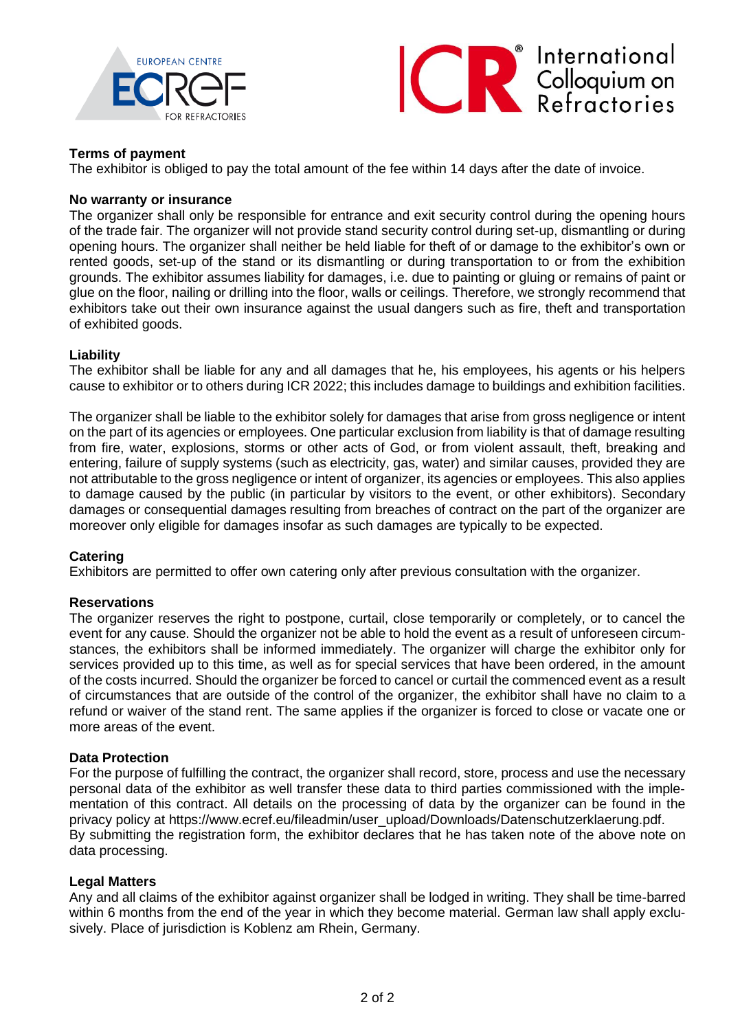## Terms of payment

The exhibitor is obliged to pay the total amount of the fee within 14 days after the date of invoice.

## No warranty or insurance

The organizer shall only be responsible for entrance and exit security control during the opening hours of the trade fair. The organizer will not provide stand security control during set-up, dismantling or during opening hours. The organizer shall neither be held liable for theft of or damage to the exhibitor's own or rented goods, set-up of the stand or its dismantling or during transportation to or from the exhibition grounds. The exhibitor assumes liability for damages, i.e. due to painting or gluing or remains of paint or glue on the floor, nailing or drilling into the floor, walls or ceilings. Therefore, we strongly recommend that exhibitors take out their own insurance against the usual dangers such as fire, theft and transportation of exhibited goods.

## Liability

The exhibitor shall be liable for any and all damages that he, his employees, his agents or his helpers cause to exhibitor or to others during ICR 2022; this includes damage to buildings and exhibition facilities.

The organizer shall be liable to the exhibitor solely for damages that arise from gross negligence or intent on the part of its agencies or employees. One particular exclusion from liability is that of damage resulting from fire, water, explosions, storms or other acts of God, or from violent assault, theft, breaking and entering, failure of supply systems (such as electricity, gas, water) and similar causes, provided they are not attributable to the gross negligence or intent of organizer, its agencies or employees. This also applies to damage caused by the public (in particular by visitors to the event, or other exhibitors). Secondary damages or consequential damages resulting from breaches of contract on the part of the organizer are moreover only eligible for damages insofar as such damages are typically to be expected.

## Catering

Exhibitors are permitted to offer own catering only after previous consultation with the organizer.

## Reservations

The organizer reserves the right to postpone, curtail, close temporarily or completely, or to cancel the event for any cause. Should the organizer not be able to hold the event as a result of unforeseen circumstances, the exhibitors shall be informed immediately. The organizer will charge the exhibitor only for services provided up to this time, as well as for special services that have been ordered, in the amount of the costs incurred. Should the organizer be forced to cancel or curtail the commenced event as a result of circumstances that are outside of the control of the organizer, the exhibitor shall have no claim to a refund or waiver of the stand rent. The same applies if the organizer is forced to close or vacate one or more areas of the event.

## Data Protection

For the purpose of fulfilling the contract, the organizer shall record, store, process and use the necessary personal data of the exhibitor as well transfer these data to third parties commissioned with the implementation of this contract. All details on the processing of data by the organizer can be found in the privacy policy at https://www.ecref.eu/fileadmin/user_upload/Downloads/Datenschutzerklaerung.pdf.
By submitting the registration form, the exhibitor declares that he has taken note of the above note on data processing.

## Legal Matters

Any and all claims of the exhibitor against organizer shall be lodged in writing. They shall be time-barred within 6 months from the end of the year in which they become material. German law shall apply exclusively. Place of jurisdiction is Koblenz am Rhein, Germany.